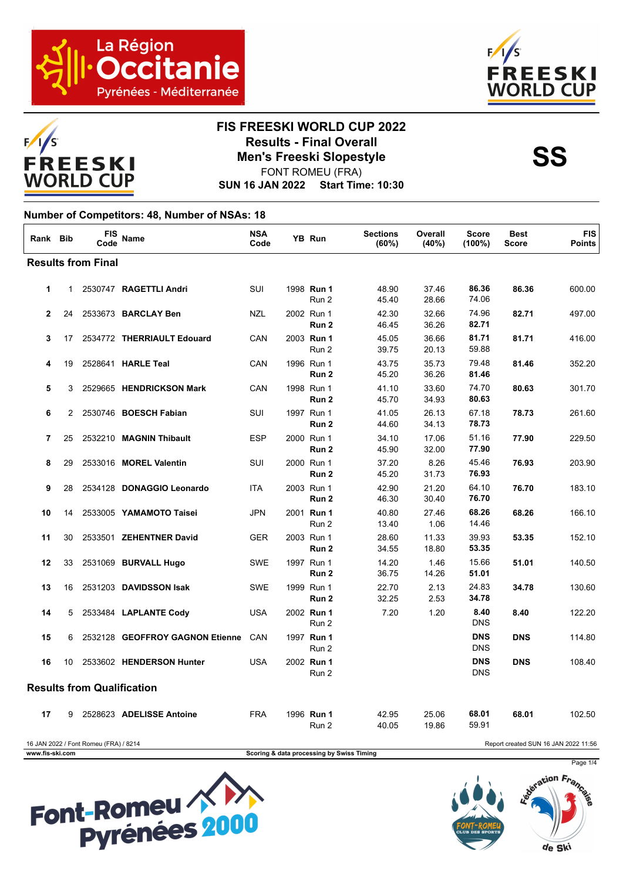# FIS FREESKI WORLD CUP 2022

## Results - Final Overall

## Men's Freeski Slopestyle

FONT ROMEU (FRA)

**SUN 16 JAN 2022 Start Time: 10:30**

**SS**

**Number of Competitors: 48, Number of NSAs: 18**

| Rank | Bib | FIS Code | Name | NSA Code | YB | Run | Sections (60%) | Overall (40%) | Score (100%) | Best Score | FIS Points |
|---|---|---|---|---|---|---|---|---|---|---|---|
| **Results from Final** | | | | | | | | | | | |
| 1 | 1 | 2530747 | **RAGETTLI Andri** | SUI | 1998 | **Run 1** | 48.90 | 37.46 | **86.36** | **86.36** | 600.00 |
| | | | | | | Run 2 | 45.40 | 28.66 | 74.06 | | |
| 2 | 24 | 2533673 | **BARCLAY Ben** | NZL | 2002 | Run 1 | 42.30 | 32.66 | 74.96 | **82.71** | 497.00 |
| | | | | | | **Run 2** | 46.45 | 36.26 | **82.71** | | |
| 3 | 17 | 2534772 | **THERRIAULT Edouard** | CAN | 2003 | **Run 1** | 45.05 | 36.66 | **81.71** | **81.71** | 416.00 |
| | | | | | | Run 2 | 39.75 | 20.13 | 59.88 | | |
| 4 | 19 | 2528641 | **HARLE Teal** | CAN | 1996 | Run 1 | 43.75 | 35.73 | 79.48 | **81.46** | 352.20 |
| | | | | | | **Run 2** | 45.20 | 36.26 | **81.46** | | |
| 5 | 3 | 2529665 | **HENDRICKSON Mark** | CAN | 1998 | Run 1 | 41.10 | 33.60 | 74.70 | **80.63** | 301.70 |
| | | | | | | **Run 2** | 45.70 | 34.93 | **80.63** | | |
| 6 | 2 | 2530746 | **BOESCH Fabian** | SUI | 1997 | Run 1 | 41.05 | 26.13 | 67.18 | **78.73** | 261.60 |
| | | | | | | **Run 2** | 44.60 | 34.13 | **78.73** | | |
| 7 | 25 | 2532210 | **MAGNIN Thibault** | ESP | 2000 | Run 1 | 34.10 | 17.06 | 51.16 | **77.90** | 229.50 |
| | | | | | | **Run 2** | 45.90 | 32.00 | **77.90** | | |
| 8 | 29 | 2533016 | **MOREL Valentin** | SUI | 2000 | Run 1 | 37.20 | 8.26 | 45.46 | **76.93** | 203.90 |
| | | | | | | **Run 2** | 45.20 | 31.73 | **76.93** | | |
| 9 | 28 | 2534128 | **DONAGGIO Leonardo** | ITA | 2003 | Run 1 | 42.90 | 21.20 | 64.10 | **76.70** | 183.10 |
| | | | | | | **Run 2** | 46.30 | 30.40 | **76.70** | | |
| 10 | 14 | 2533005 | **YAMAMOTO Taisei** | JPN | 2001 | **Run 1** | 40.80 | 27.46 | **68.26** | **68.26** | 166.10 |
| | | | | | | Run 2 | 13.40 | 1.06 | 14.46 | | |
| 11 | 30 | 2533501 | **ZEHENTNER David** | GER | 2003 | Run 1 | 28.60 | 11.33 | 39.93 | **53.35** | 152.10 |
| | | | | | | **Run 2** | 34.55 | 18.80 | **53.35** | | |
| 12 | 33 | 2531069 | **BURVALL Hugo** | SWE | 1997 | Run 1 | 14.20 | 1.46 | 15.66 | **51.01** | 140.50 |
| | | | | | | **Run 2** | 36.75 | 14.26 | **51.01** | | |
| 13 | 16 | 2531203 | **DAVIDSSON Isak** | SWE | 1999 | Run 1 | 22.70 | 2.13 | 24.83 | **34.78** | 130.60 |
| | | | | | | **Run 2** | 32.25 | 2.53 | **34.78** | | |
| 14 | 5 | 2533484 | **LAPLANTE Cody** | USA | 2002 | **Run 1** | 7.20 | 1.20 | **8.40** | **8.40** | 122.20 |
| | | | | | | Run 2 | | | DNS | | |
| 15 | 6 | 2532128 | **GEOFFROY GAGNON Etienne** | CAN | 1997 | **Run 1** | | | **DNS** | **DNS** | 114.80 |
| | | | | | | Run 2 | | | DNS | | |
| 16 | 10 | 2533602 | **HENDERSON Hunter** | USA | 2002 | **Run 1** | | | **DNS** | **DNS** | 108.40 |
| | | | | | | Run 2 | | | DNS | | |
| **Results from Qualification** | | | | | | | | | | | |
| 17 | 9 | 2528623 | **ADELISSE Antoine** | FRA | 1996 | **Run 1** | 42.95 | 25.06 | **68.01** | **68.01** | 102.50 |
| | | | | | | Run 2 | 40.05 | 19.86 | 59.91 | | |

16 JAN 2022 / Font Romeu (FRA) / 8214 — Report created SUN 16 JAN 2022 11:56

www.fis-ski.com — Scoring & data processing by Swiss Timing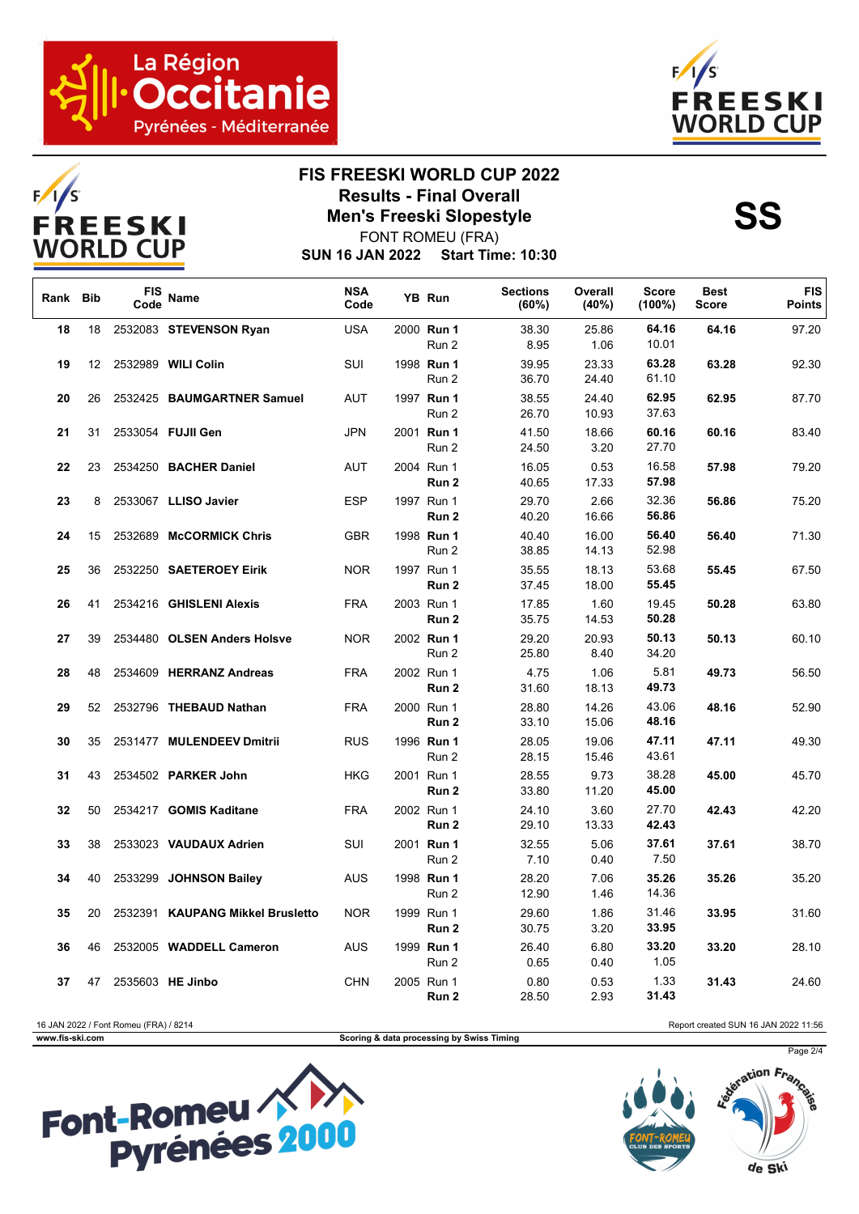# FIS FREESKI WORLD CUP 2022

## Results - Final Overall

## Men's Freeski Slopestyle

FONT ROMEU (FRA)

**SUN 16 JAN 2022 Start Time: 10:30**

**SS**

| Rank | Bib | FIS Code | Name | NSA Code | YB | Run | Sections (60%) | Overall (40%) | Score (100%) | Best Score | FIS Points |
|---|---|---|---|---|---|---|---|---|---|---|---|
| **18** | 18 | 2532083 | **STEVENSON Ryan** | USA | 2000 | **Run 1** | 38.30 | 25.86 | **64.16** | **64.16** | 97.20 |
| | | | | | | Run 2 | 8.95 | 1.06 | 10.01 | | |
| **19** | 12 | 2532989 | **WILI Colin** | SUI | 1998 | **Run 1** | 39.95 | 23.33 | **63.28** | **63.28** | 92.30 |
| | | | | | | Run 2 | 36.70 | 24.40 | 61.10 | | |
| **20** | 26 | 2532425 | **BAUMGARTNER Samuel** | AUT | 1997 | **Run 1** | 38.55 | 24.40 | **62.95** | **62.95** | 87.70 |
| | | | | | | Run 2 | 26.70 | 10.93 | 37.63 | | |
| **21** | 31 | 2533054 | **FUJII Gen** | JPN | 2001 | **Run 1** | 41.50 | 18.66 | **60.16** | **60.16** | 83.40 |
| | | | | | | Run 2 | 24.50 | 3.20 | 27.70 | | |
| **22** | 23 | 2534250 | **BACHER Daniel** | AUT | 2004 | Run 1 | 16.05 | 0.53 | 16.58 | **57.98** | 79.20 |
| | | | | | | **Run 2** | 40.65 | 17.33 | **57.98** | | |
| **23** | 8 | 2533067 | **LLISO Javier** | ESP | 1997 | Run 1 | 29.70 | 2.66 | 32.36 | **56.86** | 75.20 |
| | | | | | | **Run 2** | 40.20 | 16.66 | **56.86** | | |
| **24** | 15 | 2532689 | **McCORMICK Chris** | GBR | 1998 | **Run 1** | 40.40 | 16.00 | **56.40** | **56.40** | 71.30 |
| | | | | | | Run 2 | 38.85 | 14.13 | 52.98 | | |
| **25** | 36 | 2532250 | **SAETEROEY Eirik** | NOR | 1997 | Run 1 | 35.55 | 18.13 | 53.68 | **55.45** | 67.50 |
| | | | | | | **Run 2** | 37.45 | 18.00 | **55.45** | | |
| **26** | 41 | 2534216 | **GHISLENI Alexis** | FRA | 2003 | Run 1 | 17.85 | 1.60 | 19.45 | **50.28** | 63.80 |
| | | | | | | **Run 2** | 35.75 | 14.53 | **50.28** | | |
| **27** | 39 | 2534480 | **OLSEN Anders Holsve** | NOR | 2002 | **Run 1** | 29.20 | 20.93 | **50.13** | **50.13** | 60.10 |
| | | | | | | Run 2 | 25.80 | 8.40 | 34.20 | | |
| **28** | 48 | 2534609 | **HERRANZ Andreas** | FRA | 2002 | Run 1 | 4.75 | 1.06 | 5.81 | **49.73** | 56.50 |
| | | | | | | **Run 2** | 31.60 | 18.13 | **49.73** | | |
| **29** | 52 | 2532796 | **THEBAUD Nathan** | FRA | 2000 | Run 1 | 28.80 | 14.26 | 43.06 | **48.16** | 52.90 |
| | | | | | | **Run 2** | 33.10 | 15.06 | **48.16** | | |
| **30** | 35 | 2531477 | **MULENDEEV Dmitrii** | RUS | 1996 | **Run 1** | 28.05 | 19.06 | **47.11** | **47.11** | 49.30 |
| | | | | | | Run 2 | 28.15 | 15.46 | 43.61 | | |
| **31** | 43 | 2534502 | **PARKER John** | HKG | 2001 | Run 1 | 28.55 | 9.73 | 38.28 | **45.00** | 45.70 |
| | | | | | | **Run 2** | 33.80 | 11.20 | **45.00** | | |
| **32** | 50 | 2534217 | **GOMIS Kaditane** | FRA | 2002 | Run 1 | 24.10 | 3.60 | 27.70 | **42.43** | 42.20 |
| | | | | | | **Run 2** | 29.10 | 13.33 | **42.43** | | |
| **33** | 38 | 2533023 | **VAUDAUX Adrien** | SUI | 2001 | **Run 1** | 32.55 | 5.06 | **37.61** | **37.61** | 38.70 |
| | | | | | | Run 2 | 7.10 | 0.40 | 7.50 | | |
| **34** | 40 | 2533299 | **JOHNSON Bailey** | AUS | 1998 | **Run 1** | 28.20 | 7.06 | **35.26** | **35.26** | 35.20 |
| | | | | | | Run 2 | 12.90 | 1.46 | 14.36 | | |
| **35** | 20 | 2532391 | **KAUPANG Mikkel Brusletto** | NOR | 1999 | Run 1 | 29.60 | 1.86 | 31.46 | **33.95** | 31.60 |
| | | | | | | **Run 2** | 30.75 | 3.20 | **33.95** | | |
| **36** | 46 | 2532005 | **WADDELL Cameron** | AUS | 1999 | **Run 1** | 26.40 | 6.80 | **33.20** | **33.20** | 28.10 |
| | | | | | | Run 2 | 0.65 | 0.40 | 1.05 | | |
| **37** | 47 | 2535603 | **HE Jinbo** | CHN | 2005 | Run 1 | 0.80 | 0.53 | 1.33 | **31.43** | 24.60 |
| | | | | | | **Run 2** | 28.50 | 2.93 | **31.43** | | |

16 JAN 2022 / Font Romeu (FRA) / 8214 — Report created SUN 16 JAN 2022 11:56

www.fis-ski.com — Scoring & data processing by Swiss Timing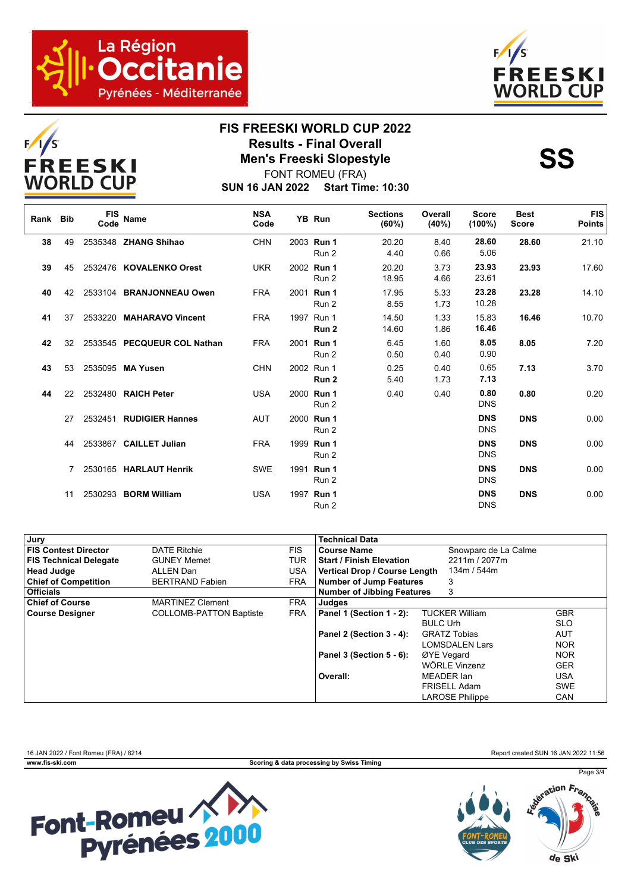# FIS FREESKI WORLD CUP 2022

## Results - Final Overall

## Men's Freeski Slopestyle

FONT ROMEU (FRA)

**SUN 16 JAN 2022 Start Time: 10:30**

**SS**

| Rank | Bib | FIS Code | Name | NSA Code | YB | Run | Sections (60%) | Overall (40%) | Score (100%) | Best Score | FIS Points |
|---|---|---|---|---|---|---|---|---|---|---|---|
| 38 | 49 | 2535348 | **ZHANG Shihao** | CHN | 2003 | **Run 1** | 20.20 | 8.40 | **28.60** | **28.60** | 21.10 |
| | | | | | | Run 2 | 4.40 | 0.66 | 5.06 | | |
| 39 | 45 | 2532476 | **KOVALENKO Orest** | UKR | 2002 | **Run 1** | 20.20 | 3.73 | **23.93** | **23.93** | 17.60 |
| | | | | | | Run 2 | 18.95 | 4.66 | 23.61 | | |
| 40 | 42 | 2533104 | **BRANJONNEAU Owen** | FRA | 2001 | **Run 1** | 17.95 | 5.33 | **23.28** | **23.28** | 14.10 |
| | | | | | | Run 2 | 8.55 | 1.73 | 10.28 | | |
| 41 | 37 | 2533220 | **MAHARAVO Vincent** | FRA | 1997 | Run 1 | 14.50 | 1.33 | 15.83 | **16.46** | 10.70 |
| | | | | | | **Run 2** | 14.60 | 1.86 | **16.46** | | |
| 42 | 32 | 2533545 | **PECQUEUR COL Nathan** | FRA | 2001 | **Run 1** | 6.45 | 1.60 | **8.05** | **8.05** | 7.20 |
| | | | | | | Run 2 | 0.50 | 0.40 | 0.90 | | |
| 43 | 53 | 2535095 | **MA Yusen** | CHN | 2002 | Run 1 | 0.25 | 0.40 | 0.65 | **7.13** | 3.70 |
| | | | | | | **Run 2** | 5.40 | 1.73 | **7.13** | | |
| 44 | 22 | 2532480 | **RAICH Peter** | USA | 2000 | **Run 1** | 0.40 | 0.40 | **0.80** | **0.80** | 0.20 |
| | | | | | | Run 2 | | | DNS | | |
| | 27 | 2532451 | **RUDIGIER Hannes** | AUT | 2000 | **Run 1** | | | **DNS** | **DNS** | 0.00 |
| | | | | | | Run 2 | | | DNS | | |
| | 44 | 2533867 | **CAILLET Julian** | FRA | 1999 | **Run 1** | | | **DNS** | **DNS** | 0.00 |
| | | | | | | Run 2 | | | DNS | | |
| | 7 | 2530165 | **HARLAUT Henrik** | SWE | 1991 | **Run 1** | | | **DNS** | **DNS** | 0.00 |
| | | | | | | Run 2 | | | DNS | | |
| | 11 | 2530293 | **BORM William** | USA | 1997 | **Run 1** | | | **DNS** | **DNS** | 0.00 |
| | | | | | | Run 2 | | | DNS | | |

| Jury | | |
|---|---|---|
| **FIS Contest Director** | DATE Ritchie | FIS |
| **FIS Technical Delegate** | GUNEY Memet | TUR |
| **Head Judge** | ALLEN Dan | USA |
| **Chief of Competition** | BERTRAND Fabien | FRA |
| **Officials** | | |
| **Chief of Course** | MARTINEZ Clement | FRA |
| **Course Designer** | COLLOMB-PATTON Baptiste | FRA |

| Technical Data | | |
|---|---|---|
| **Course Name** | Snowparc de La Calme | |
| **Start / Finish Elevation** | 2211m / 2077m | |
| **Vertical Drop / Course Length** | 134m / 544m | |
| **Number of Jump Features** | 3 | |
| **Number of Jibbing Features** | 3 | |
| **Judges** | | |
| **Panel 1 (Section 1 - 2):** | TUCKER William | GBR |
| | BULC Urh | SLO |
| **Panel 2 (Section 3 - 4):** | GRATZ Tobias | AUT |
| | LOMSDALEN Lars | NOR |
| **Panel 3 (Section 5 - 6):** | ØYE Vegard | NOR |
| | WÖRLE Vinzenz | GER |
| **Overall:** | MEADER Ian | USA |
| | FRISELL Adam | SWE |
| | LAROSE Philippe | CAN |

16 JAN 2022 / Font Romeu (FRA) / 8214

Report created SUN 16 JAN 2022 11:56

www.fis-ski.com

Scoring & data processing by Swiss Timing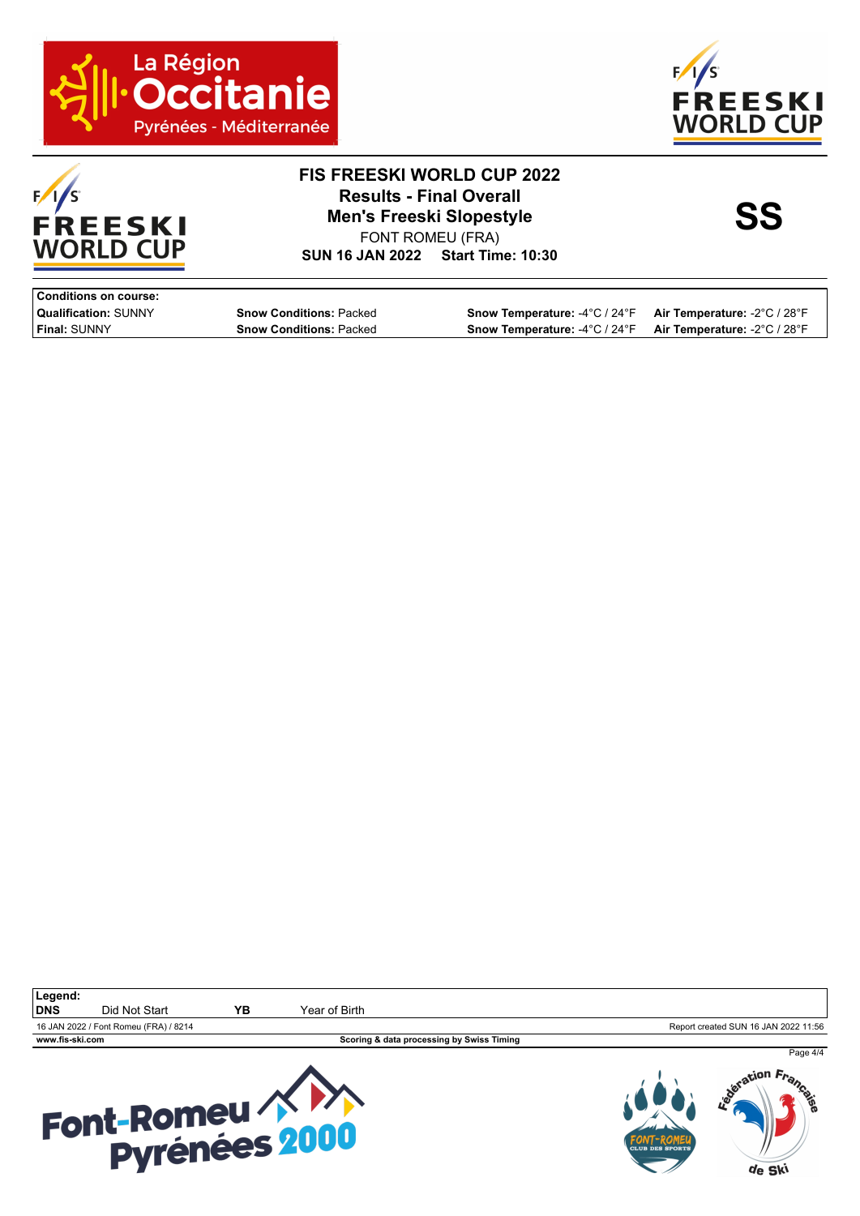# FIS FREESKI WORLD CUP 2022

## Results - Final Overall

## Men's Freeski Slopestyle

FONT ROMEU (FRA)

**SUN 16 JAN 2022 Start Time: 10:30**

**SS**

| Conditions on course: | | | |
|---|---|---|---|
| **Qualification:** SUNNY | **Snow Conditions:** Packed | **Snow Temperature:** -4°C / 24°F | **Air Temperature:** -2°C / 28°F |
| **Final:** SUNNY | **Snow Conditions:** Packed | **Snow Temperature:** -4°C / 24°F | **Air Temperature:** -2°C / 28°F |

**Legend:**

| | | | |
|---|---|---|---|
| **DNS** | Did Not Start | **YB** | Year of Birth |

16 JAN 2022 / Font Romeu (FRA) / 8214

Report created SUN 16 JAN 2022 11:56

**www.fis-ski.com**

**Scoring & data processing by Swiss Timing**